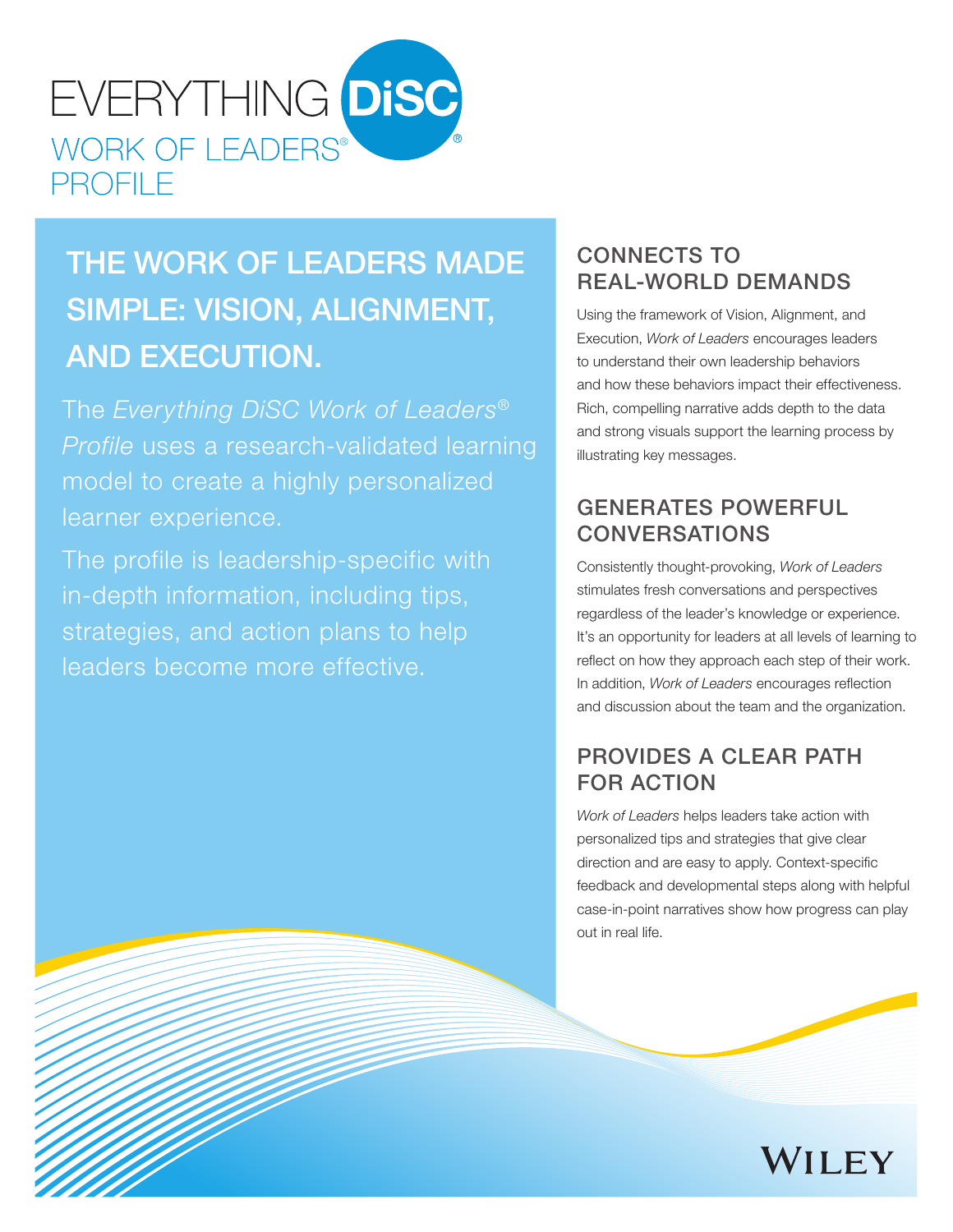# EVERYTHING DiSC®

## WORK OF LEADERS® PROFILE

## THE WORK OF LEADERS MADE SIMPLE: VISION, ALIGNMENT, AND EXECUTION.

The *Everything DiSC Work of Leaders® Profile* uses a research-validated learning model to create a highly personalized learner experience.

The profile is leadership-specific with in-depth information, including tips, strategies, and action plans to help leaders become more effective.

### CONNECTS TO REAL-WORLD DEMANDS

Using the framework of Vision, Alignment, and Execution, *Work of Leaders* encourages leaders to understand their own leadership behaviors and how these behaviors impact their effectiveness. Rich, compelling narrative adds depth to the data and strong visuals support the learning process by illustrating key messages.

### GENERATES POWERFUL CONVERSATIONS

Consistently thought-provoking, *Work of Leaders* stimulates fresh conversations and perspectives regardless of the leader's knowledge or experience. It's an opportunity for leaders at all levels of learning to reflect on how they approach each step of their work. In addition, *Work of Leaders* encourages reflection and discussion about the team and the organization.

### PROVIDES A CLEAR PATH FOR ACTION

*Work of Leaders* helps leaders take action with personalized tips and strategies that give clear direction and are easy to apply. Context-specific feedback and developmental steps along with helpful case-in-point narratives show how progress can play out in real life.

WILEY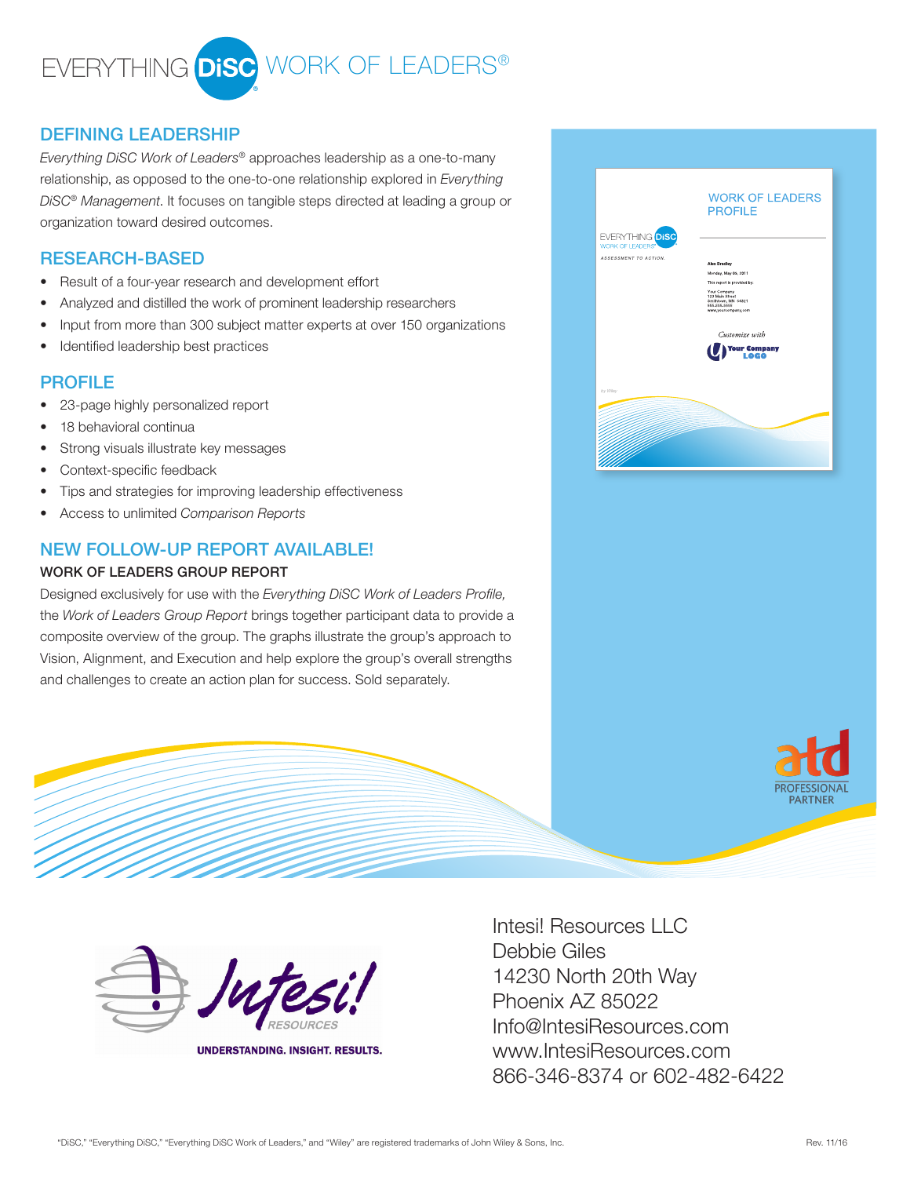# EVERYTHING DiSC WORK OF LEADERS®

## DEFINING LEADERSHIP

*Everything DiSC Work of Leaders®* approaches leadership as a one-to-many relationship, as opposed to the one-to-one relationship explored in *Everything DiSC® Management*. It focuses on tangible steps directed at leading a group or organization toward desired outcomes.

## RESEARCH-BASED

- Result of a four-year research and development effort
- Analyzed and distilled the work of prominent leadership researchers
- Input from more than 300 subject matter experts at over 150 organizations
- Identified leadership best practices

## PROFILE

- 23-page highly personalized report
- 18 behavioral continua
- Strong visuals illustrate key messages
- Context-specific feedback
- Tips and strategies for improving leadership effectiveness
- Access to unlimited *Comparison Reports*

## NEW FOLLOW-UP REPORT AVAILABLE!

### WORK OF LEADERS GROUP REPORT

Designed exclusively for use with the *Everything DiSC Work of Leaders Profile,* the *Work of Leaders Group Report* brings together participant data to provide a composite overview of the group. The graphs illustrate the group's approach to Vision, Alignment, and Execution and help explore the group's overall strengths and challenges to create an action plan for success. Sold separately.

WORK OF LEADERS PROFILE

EVERYTHING DiSC WORK OF LEADERS®

ASSESSMENT TO ACTION.

Alex Bradley

Monday, May 09, 2011

This report is provided by:

Your Company
123 Main Street
Smalltown, MN 44321
555.555.5555
www.yourcompany.com

Customize with Your Company Logo

atd PROFESSIONAL PARTNER

Intesi! RESOURCES

UNDERSTANDING. INSIGHT. RESULTS.

Intesi! Resources LLC
Debbie Giles
14230 North 20th Way
Phoenix AZ 85022
Info@IntesiResources.com
www.IntesiResources.com
866-346-8374 or 602-482-6422

"DiSC," "Everything DiSC," "Everything DiSC Work of Leaders," and "Wiley" are registered trademarks of John Wiley & Sons, Inc.

Rev. 11/16